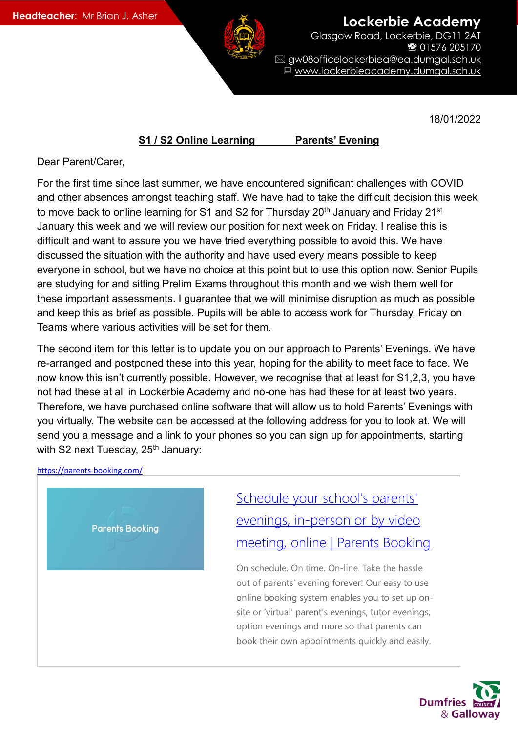**Headteacher:** Mr Brian J. Asher

**Lockerbie Academy**
Glasgow Road, Lockerbie, DG11 2AT
☎ 01576 205170
✉ gw08officelockerbiea@ea.dumgal.sch.uk
💻 www.lockerbieacademy.dumgal.sch.uk

18/01/2022

**S1 / S2 Online Learning Parents' Evening**

Dear Parent/Carer,

For the first time since last summer, we have encountered significant challenges with COVID and other absences amongst teaching staff. We have had to take the difficult decision this week to move back to online learning for S1 and S2 for Thursday 20th January and Friday 21st January this week and we will review our position for next week on Friday. I realise this is difficult and want to assure you we have tried everything possible to avoid this. We have discussed the situation with the authority and have used every means possible to keep everyone in school, but we have no choice at this point but to use this option now. Senior Pupils are studying for and sitting Prelim Exams throughout this month and we wish them well for these important assessments. I guarantee that we will minimise disruption as much as possible and keep this as brief as possible. Pupils will be able to access work for Thursday, Friday on Teams where various activities will be set for them.

The second item for this letter is to update you on our approach to Parents' Evenings. We have re-arranged and postponed these into this year, hoping for the ability to meet face to face. We now know this isn't currently possible. However, we recognise that at least for S1,2,3, you have not had these at all in Lockerbie Academy and no-one has had these for at least two years. Therefore, we have purchased online software that will allow us to hold Parents' Evenings with you virtually. The website can be accessed at the following address for you to look at. We will send you a message and a link to your phones so you can sign up for appointments, starting with S2 next Tuesday, 25th January:

https://parents-booking.com/

Parents Booking

[Schedule your school's parents' evenings, in-person or by video meeting, online | Parents Booking](https://parents-booking.com/)

On schedule. On time. On-line. Take the hassle out of parents' evening forever! Our easy to use online booking system enables you to set up on-site or 'virtual' parent's evenings, tutor evenings, option evenings and more so that parents can book their own appointments quickly and easily.

Dumfries & Galloway Council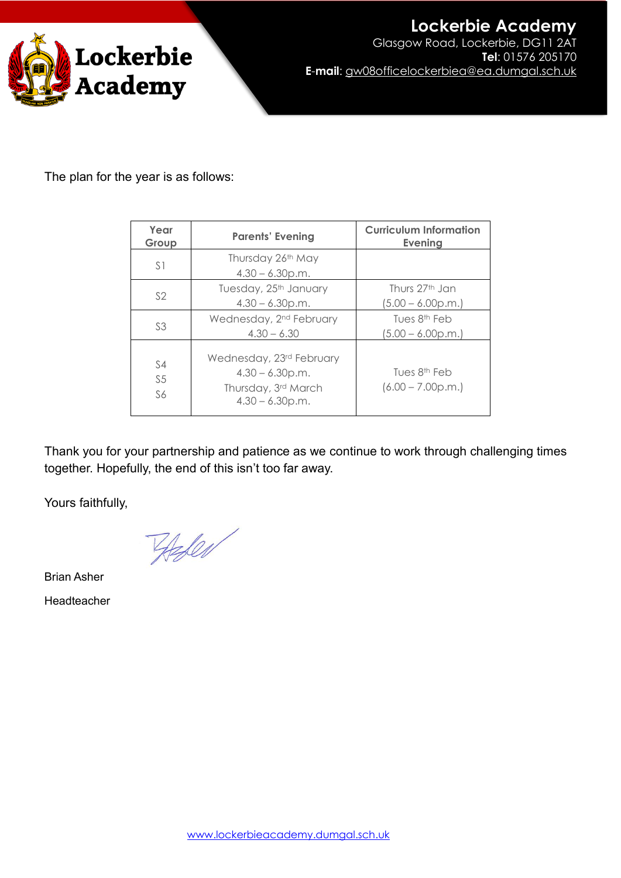# Lockerbie Academy

Glasgow Road, Lockerbie, DG11 2AT
**Tel**: 01576 205170
**E-mail**: gw08officelockerbiea@ea.dumgal.sch.uk

The plan for the year is as follows:

| Year Group | Parents' Evening | Curriculum Information Evening |
|---|---|---|
| S1 | Thursday 26th May<br>4.30 – 6.30p.m. | |
| S2 | Tuesday, 25th January<br>4.30 – 6.30p.m. | Thurs 27th Jan<br>(5.00 – 6.00p.m.) |
| S3 | Wednesday, 2nd February<br>4.30 – 6.30 | Tues 8th Feb<br>(5.00 – 6.00p.m.) |
| S4<br>S5<br>S6 | Wednesday, 23rd February<br>4.30 – 6.30p.m.<br>Thursday, 3rd March<br>4.30 – 6.30p.m. | Tues 8th Feb<br>(6.00 – 7.00p.m.) |

Thank you for your partnership and patience as we continue to work through challenging times together. Hopefully, the end of this isn't too far away.

Yours faithfully,

Brian Asher

Headteacher

www.lockerbieacademy.dumgal.sch.uk